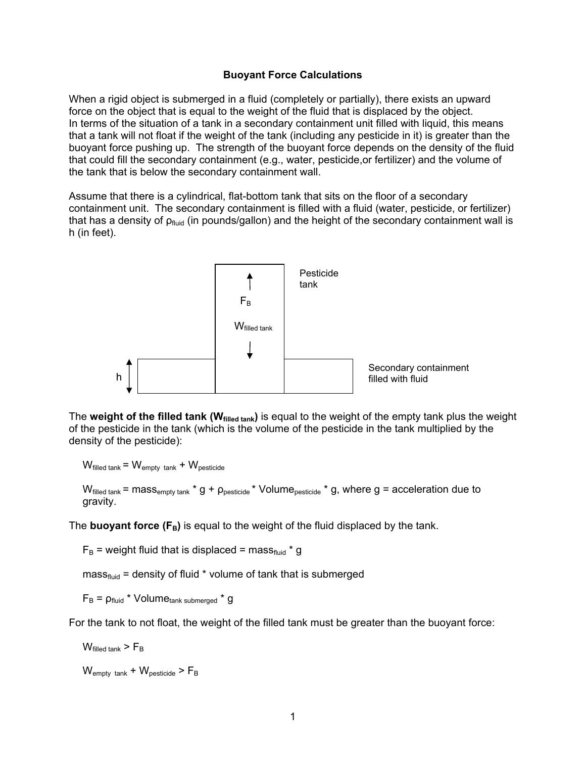# Buoyant Force Calculations

When a rigid object is submerged in a fluid (completely or partially), there exists an upward force on the object that is equal to the weight of the fluid that is displaced by the object. In terms of the situation of a tank in a secondary containment unit filled with liquid, this means that a tank will not float if the weight of the tank (including any pesticide in it) is greater than the buoyant force pushing up. The strength of the buoyant force depends on the density of the fluid that could fill the secondary containment (e.g., water, pesticide,or fertilizer) and the volume of the tank that is below the secondary containment wall.

Assume that there is a cylindrical, flat-bottom tank that sits on the floor of a secondary containment unit. The secondary containment is filled with a fluid (water, pesticide, or fertilizer) that has a density of $\rho_{fluid}$ (in pounds/gallon) and the height of the secondary containment wall is h (in feet).

Pesticide tank

$F_B$

$W_{filled\ tank}$

h

Secondary containment filled with fluid

The **weight of the filled tank ($W_{filled\ tank}$)** is equal to the weight of the empty tank plus the weight of the pesticide in the tank (which is the volume of the pesticide in the tank multiplied by the density of the pesticide):

$$W_{filled\ tank} = W_{empty\ tank} + W_{pesticide}$$

$W_{filled\ tank} = mass_{empty\ tank} * g + \rho_{pesticide} * Volume_{pesticide} * g$, where g = acceleration due to gravity.

The **buoyant force ($F_B$)** is equal to the weight of the fluid displaced by the tank.

$$F_B = \text{weight fluid that is displaced} = mass_{fluid} * g$$

$$mass_{fluid} = \text{density of fluid} * \text{volume of tank that is submerged}$$

$$F_B = \rho_{fluid} * Volume_{tank\ submerged} * g$$

For the tank to not float, the weight of the filled tank must be greater than the buoyant force:

$$W_{filled\ tank} > F_B$$

$$W_{empty\ tank} + W_{pesticide} > F_B$$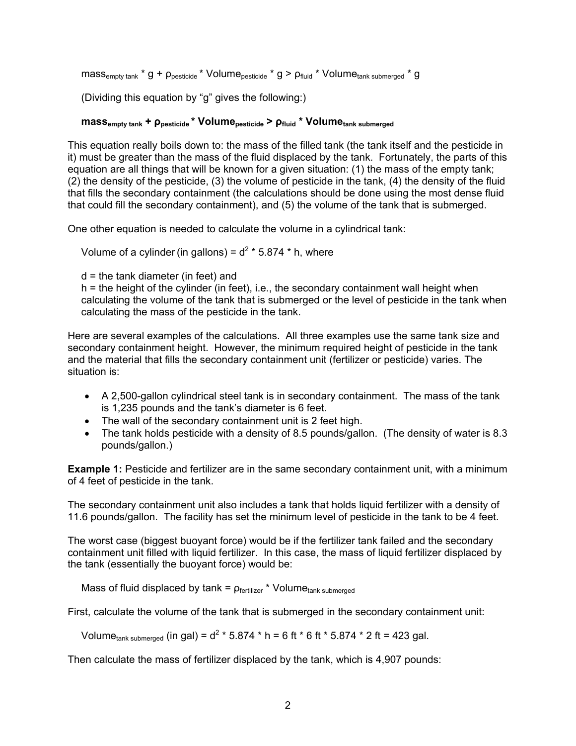$$mass_{empty\ tank} * g + \rho_{pesticide} * Volume_{pesticide} * g > \rho_{fluid} * Volume_{tank\ submerged} * g$$

(Dividing this equation by "g" gives the following:)

$$\mathbf{mass_{empty\ tank} + \rho_{pesticide} * Volume_{pesticide} > \rho_{fluid} * Volume_{tank\ submerged}}$$

This equation really boils down to: the mass of the filled tank (the tank itself and the pesticide in it) must be greater than the mass of the fluid displaced by the tank. Fortunately, the parts of this equation are all things that will be known for a given situation: (1) the mass of the empty tank; (2) the density of the pesticide, (3) the volume of pesticide in the tank, (4) the density of the fluid that fills the secondary containment (the calculations should be done using the most dense fluid that could fill the secondary containment), and (5) the volume of the tank that is submerged.

One other equation is needed to calculate the volume in a cylindrical tank:

Volume of a cylinder (in gallons) = $d^2 * 5.874 * h$, where

d = the tank diameter (in feet) and
h = the height of the cylinder (in feet), i.e., the secondary containment wall height when calculating the volume of the tank that is submerged or the level of pesticide in the tank when calculating the mass of the pesticide in the tank.

Here are several examples of the calculations. All three examples use the same tank size and secondary containment height. However, the minimum required height of pesticide in the tank and the material that fills the secondary containment unit (fertilizer or pesticide) varies. The situation is:

- A 2,500-gallon cylindrical steel tank is in secondary containment. The mass of the tank is 1,235 pounds and the tank's diameter is 6 feet.
- The wall of the secondary containment unit is 2 feet high.
- The tank holds pesticide with a density of 8.5 pounds/gallon. (The density of water is 8.3 pounds/gallon.)

**Example 1:** Pesticide and fertilizer are in the same secondary containment unit, with a minimum of 4 feet of pesticide in the tank.

The secondary containment unit also includes a tank that holds liquid fertilizer with a density of 11.6 pounds/gallon. The facility has set the minimum level of pesticide in the tank to be 4 feet.

The worst case (biggest buoyant force) would be if the fertilizer tank failed and the secondary containment unit filled with liquid fertilizer. In this case, the mass of liquid fertilizer displaced by the tank (essentially the buoyant force) would be:

Mass of fluid displaced by tank = $\rho_{fertilizer} * Volume_{tank\ submerged}$

First, calculate the volume of the tank that is submerged in the secondary containment unit:

$Volume_{tank\ submerged}$ (in gal) = $d^2 * 5.874 * h$ = 6 ft * 6 ft * 5.874 * 2 ft = 423 gal.

Then calculate the mass of fertilizer displaced by the tank, which is 4,907 pounds: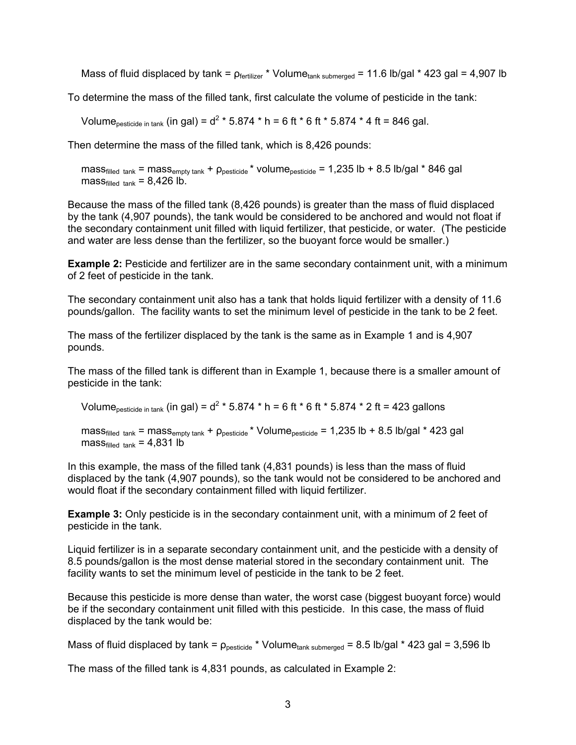Mass of fluid displaced by tank = $\rho_{fertilizer}$ * $Volume_{tank\ submerged}$ = 11.6 lb/gal * 423 gal = 4,907 lb

To determine the mass of the filled tank, first calculate the volume of pesticide in the tank:

$Volume_{pesticide\ in\ tank}$ (in gal) = $d^2$ * 5.874 * h = 6 ft * 6 ft * 5.874 * 4 ft = 846 gal.

Then determine the mass of the filled tank, which is 8,426 pounds:

$mass_{filled\ tank}$ = $mass_{empty\ tank}$ + $\rho_{pesticide}$ * $volume_{pesticide}$ = 1,235 lb + 8.5 lb/gal * 846 gal
$mass_{filled\ tank}$ = 8,426 lb.

Because the mass of the filled tank (8,426 pounds) is greater than the mass of fluid displaced by the tank (4,907 pounds), the tank would be considered to be anchored and would not float if the secondary containment unit filled with liquid fertilizer, that pesticide, or water. (The pesticide and water are less dense than the fertilizer, so the buoyant force would be smaller.)

**Example 2:** Pesticide and fertilizer are in the same secondary containment unit, with a minimum of 2 feet of pesticide in the tank.

The secondary containment unit also has a tank that holds liquid fertilizer with a density of 11.6 pounds/gallon. The facility wants to set the minimum level of pesticide in the tank to be 2 feet.

The mass of the fertilizer displaced by the tank is the same as in Example 1 and is 4,907 pounds.

The mass of the filled tank is different than in Example 1, because there is a smaller amount of pesticide in the tank:

$Volume_{pesticide\ in\ tank}$ (in gal) = $d^2$ * 5.874 * h = 6 ft * 6 ft * 5.874 * 2 ft = 423 gallons

$mass_{filled\ tank}$ = $mass_{empty\ tank}$ + $\rho_{pesticide}$ * $Volume_{pesticide}$ = 1,235 lb + 8.5 lb/gal * 423 gal
$mass_{filled\ tank}$ = 4,831 lb

In this example, the mass of the filled tank (4,831 pounds) is less than the mass of fluid displaced by the tank (4,907 pounds), so the tank would not be considered to be anchored and would float if the secondary containment filled with liquid fertilizer.

**Example 3:** Only pesticide is in the secondary containment unit, with a minimum of 2 feet of pesticide in the tank.

Liquid fertilizer is in a separate secondary containment unit, and the pesticide with a density of 8.5 pounds/gallon is the most dense material stored in the secondary containment unit. The facility wants to set the minimum level of pesticide in the tank to be 2 feet.

Because this pesticide is more dense than water, the worst case (biggest buoyant force) would be if the secondary containment unit filled with this pesticide. In this case, the mass of fluid displaced by the tank would be:

Mass of fluid displaced by tank = $\rho_{pesticide}$ * $Volume_{tank\ submerged}$ = 8.5 lb/gal * 423 gal = 3,596 lb

The mass of the filled tank is 4,831 pounds, as calculated in Example 2: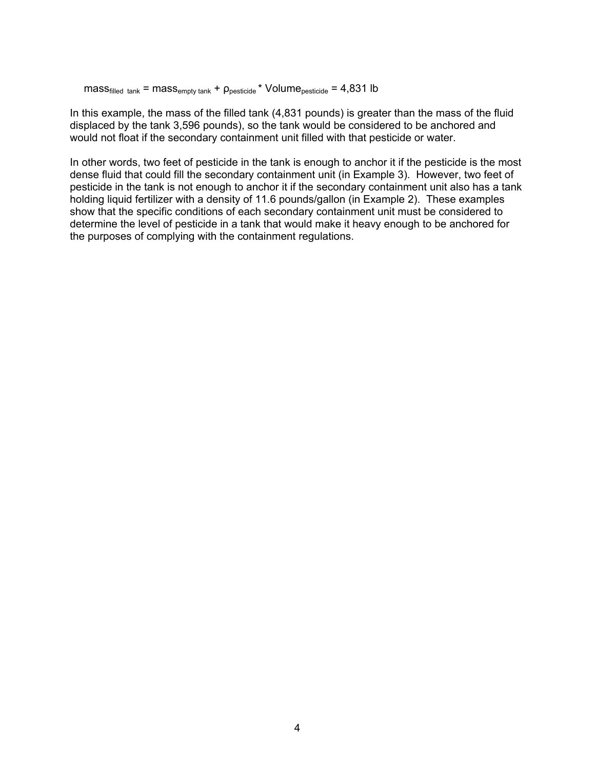$$mass_{filled\ \ tank} = mass_{empty\ tank} + \rho_{pesticide} * Volume_{pesticide} = 4{,}831\ lb$$

In this example, the mass of the filled tank (4,831 pounds) is greater than the mass of the fluid displaced by the tank 3,596 pounds), so the tank would be considered to be anchored and would not float if the secondary containment unit filled with that pesticide or water.

In other words, two feet of pesticide in the tank is enough to anchor it if the pesticide is the most dense fluid that could fill the secondary containment unit (in Example 3). However, two feet of pesticide in the tank is not enough to anchor it if the secondary containment unit also has a tank holding liquid fertilizer with a density of 11.6 pounds/gallon (in Example 2). These examples show that the specific conditions of each secondary containment unit must be considered to determine the level of pesticide in a tank that would make it heavy enough to be anchored for the purposes of complying with the containment regulations.